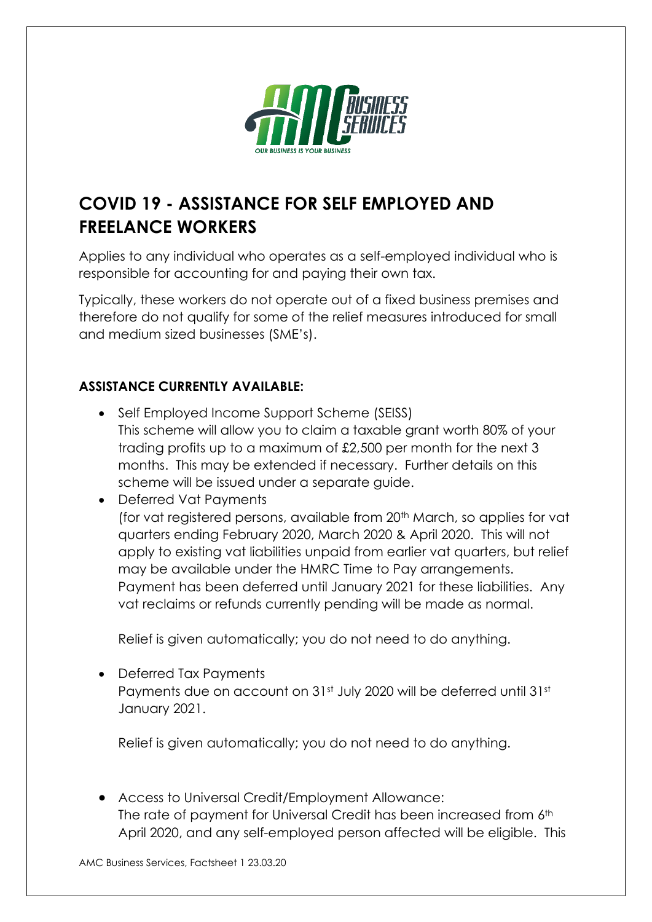# COVID 19 - ASSISTANCE FOR SELF EMPLOYED AND FREELANCE WORKERS

Applies to any individual who operates as a self-employed individual who is responsible for accounting for and paying their own tax.

Typically, these workers do not operate out of a fixed business premises and therefore do not qualify for some of the relief measures introduced for small and medium sized businesses (SME's).

**ASSISTANCE CURRENTLY AVAILABLE:**

- Self Employed Income Support Scheme (SEISS)
  This scheme will allow you to claim a taxable grant worth 80% of your trading profits up to a maximum of £2,500 per month for the next 3 months. This may be extended if necessary. Further details on this scheme will be issued under a separate guide.
- Deferred Vat Payments
  (for vat registered persons, available from 20th March, so applies for vat quarters ending February 2020, March 2020 & April 2020. This will not apply to existing vat liabilities unpaid from earlier vat quarters, but relief may be available under the HMRC Time to Pay arrangements. Payment has been deferred until January 2021 for these liabilities. Any vat reclaims or refunds currently pending will be made as normal.

  Relief is given automatically; you do not need to do anything.

- Deferred Tax Payments
  Payments due on account on 31st July 2020 will be deferred until 31st January 2021.

  Relief is given automatically; you do not need to do anything.

- Access to Universal Credit/Employment Allowance:
  The rate of payment for Universal Credit has been increased from 6th April 2020, and any self-employed person affected will be eligible. This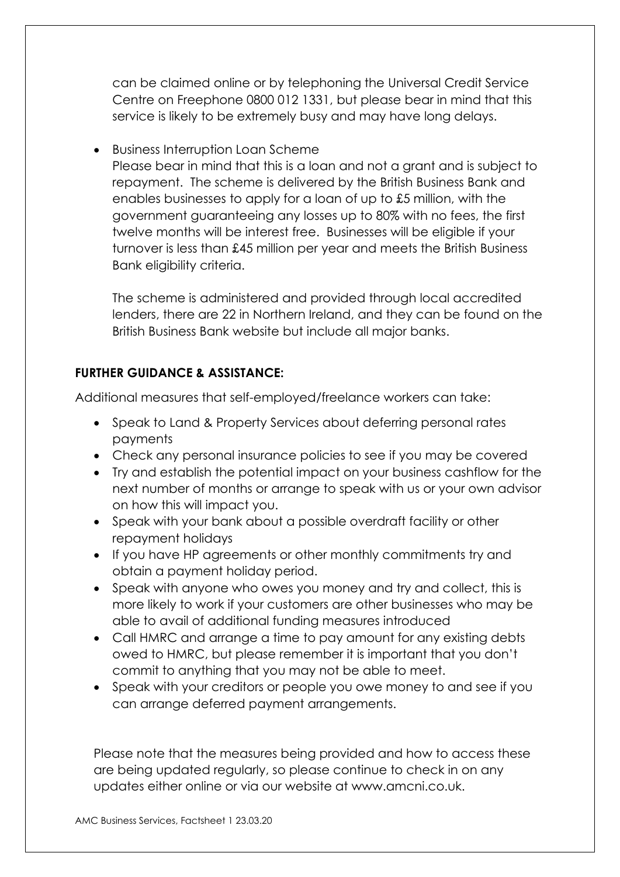can be claimed online or by telephoning the Universal Credit Service Centre on Freephone 0800 012 1331, but please bear in mind that this service is likely to be extremely busy and may have long delays.

- Business Interruption Loan Scheme
  Please bear in mind that this is a loan and not a grant and is subject to repayment. The scheme is delivered by the British Business Bank and enables businesses to apply for a loan of up to £5 million, with the government guaranteeing any losses up to 80% with no fees, the first twelve months will be interest free. Businesses will be eligible if your turnover is less than £45 million per year and meets the British Business Bank eligibility criteria.

  The scheme is administered and provided through local accredited lenders, there are 22 in Northern Ireland, and they can be found on the British Business Bank website but include all major banks.

**FURTHER GUIDANCE & ASSISTANCE:**

Additional measures that self-employed/freelance workers can take:

- Speak to Land & Property Services about deferring personal rates payments
- Check any personal insurance policies to see if you may be covered
- Try and establish the potential impact on your business cashflow for the next number of months or arrange to speak with us or your own advisor on how this will impact you.
- Speak with your bank about a possible overdraft facility or other repayment holidays
- If you have HP agreements or other monthly commitments try and obtain a payment holiday period.
- Speak with anyone who owes you money and try and collect, this is more likely to work if your customers are other businesses who may be able to avail of additional funding measures introduced
- Call HMRC and arrange a time to pay amount for any existing debts owed to HMRC, but please remember it is important that you don't commit to anything that you may not be able to meet.
- Speak with your creditors or people you owe money to and see if you can arrange deferred payment arrangements.

Please note that the measures being provided and how to access these are being updated regularly, so please continue to check in on any updates either online or via our website at www.amcni.co.uk.